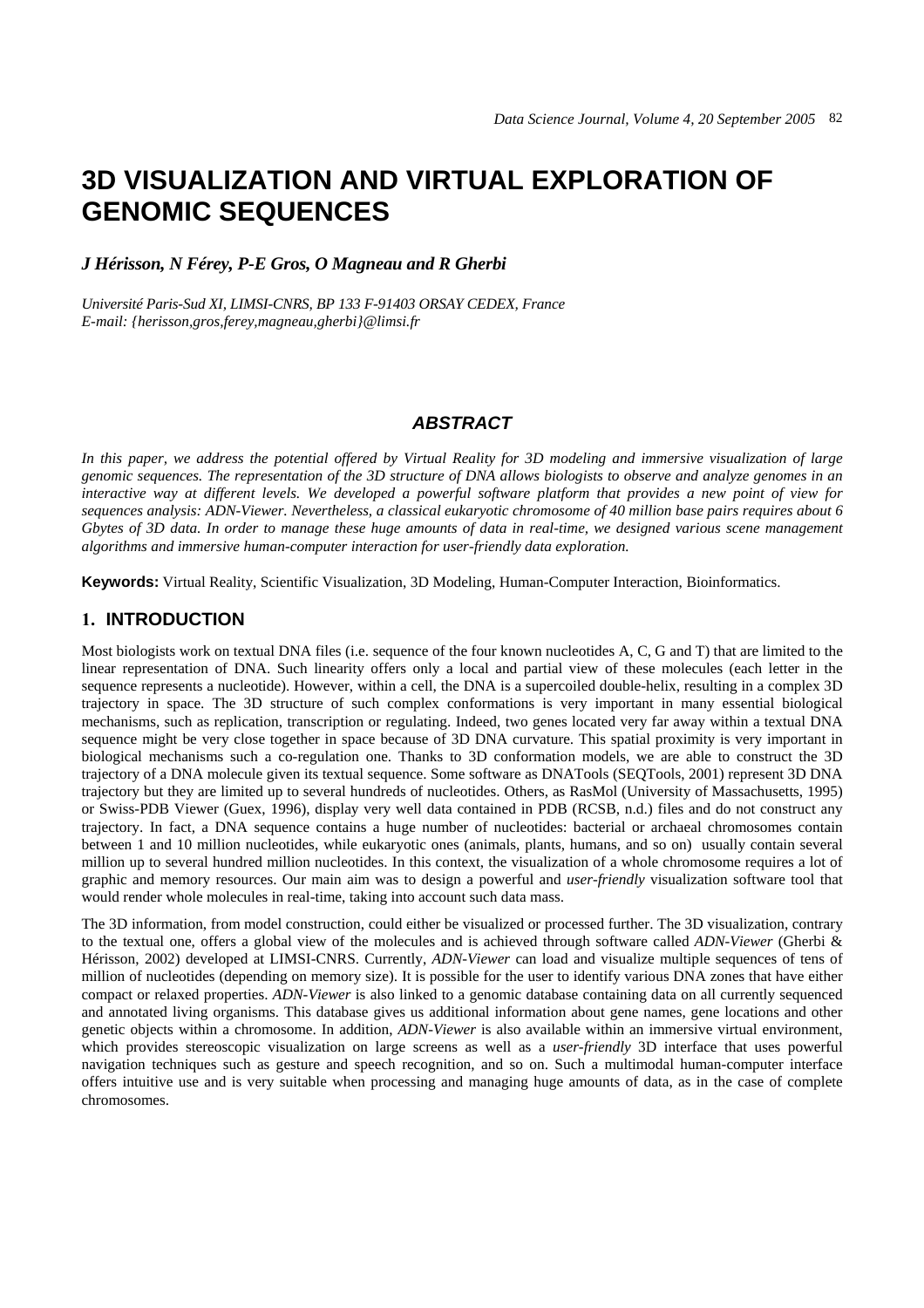# 3D VISUALIZATION AND VIRTUAL EXPLORATION OF GENOMIC SEQUENCES

***J Hérisson, N Férey, P-E Gros, O Magneau and R Gherbi***

*Université Paris-Sud XI, LIMSI-CNRS, BP 133 F-91403 ORSAY CEDEX, France*
*E-mail: {herisson,gros,ferey,magneau,gherbi}@limsi.fr*

## ***ABSTRACT***

*In this paper, we address the potential offered by Virtual Reality for 3D modeling and immersive visualization of large genomic sequences. The representation of the 3D structure of DNA allows biologists to observe and analyze genomes in an interactive way at different levels. We developed a powerful software platform that provides a new point of view for sequences analysis: ADN-Viewer. Nevertheless, a classical eukaryotic chromosome of 40 million base pairs requires about 6 Gbytes of 3D data. In order to manage these huge amounts of data in real-time, we designed various scene management algorithms and immersive human-computer interaction for user-friendly data exploration.*

**Keywords:** Virtual Reality, Scientific Visualization, 3D Modeling, Human-Computer Interaction, Bioinformatics.

## 1. INTRODUCTION

Most biologists work on textual DNA files (i.e. sequence of the four known nucleotides A, C, G and T) that are limited to the linear representation of DNA. Such linearity offers only a local and partial view of these molecules (each letter in the sequence represents a nucleotide). However, within a cell, the DNA is a supercoiled double-helix, resulting in a complex 3D trajectory in space. The 3D structure of such complex conformations is very important in many essential biological mechanisms, such as replication, transcription or regulating. Indeed, two genes located very far away within a textual DNA sequence might be very close together in space because of 3D DNA curvature. This spatial proximity is very important in biological mechanisms such a co-regulation one. Thanks to 3D conformation models, we are able to construct the 3D trajectory of a DNA molecule given its textual sequence. Some software as DNATools (SEQTools, 2001) represent 3D DNA trajectory but they are limited up to several hundreds of nucleotides. Others, as RasMol (University of Massachusetts, 1995) or Swiss-PDB Viewer (Guex, 1996), display very well data contained in PDB (RCSB, n.d.) files and do not construct any trajectory. In fact, a DNA sequence contains a huge number of nucleotides: bacterial or archaeal chromosomes contain between 1 and 10 million nucleotides, while eukaryotic ones (animals, plants, humans, and so on) usually contain several million up to several hundred million nucleotides. In this context, the visualization of a whole chromosome requires a lot of graphic and memory resources. Our main aim was to design a powerful and *user-friendly* visualization software tool that would render whole molecules in real-time, taking into account such data mass.

The 3D information, from model construction, could either be visualized or processed further. The 3D visualization, contrary to the textual one, offers a global view of the molecules and is achieved through software called *ADN-Viewer* (Gherbi & Hérisson, 2002) developed at LIMSI-CNRS. Currently, *ADN-Viewer* can load and visualize multiple sequences of tens of million of nucleotides (depending on memory size). It is possible for the user to identify various DNA zones that have either compact or relaxed properties. *ADN-Viewer* is also linked to a genomic database containing data on all currently sequenced and annotated living organisms. This database gives us additional information about gene names, gene locations and other genetic objects within a chromosome. In addition, *ADN-Viewer* is also available within an immersive virtual environment, which provides stereoscopic visualization on large screens as well as a *user-friendly* 3D interface that uses powerful navigation techniques such as gesture and speech recognition, and so on. Such a multimodal human-computer interface offers intuitive use and is very suitable when processing and managing huge amounts of data, as in the case of complete chromosomes.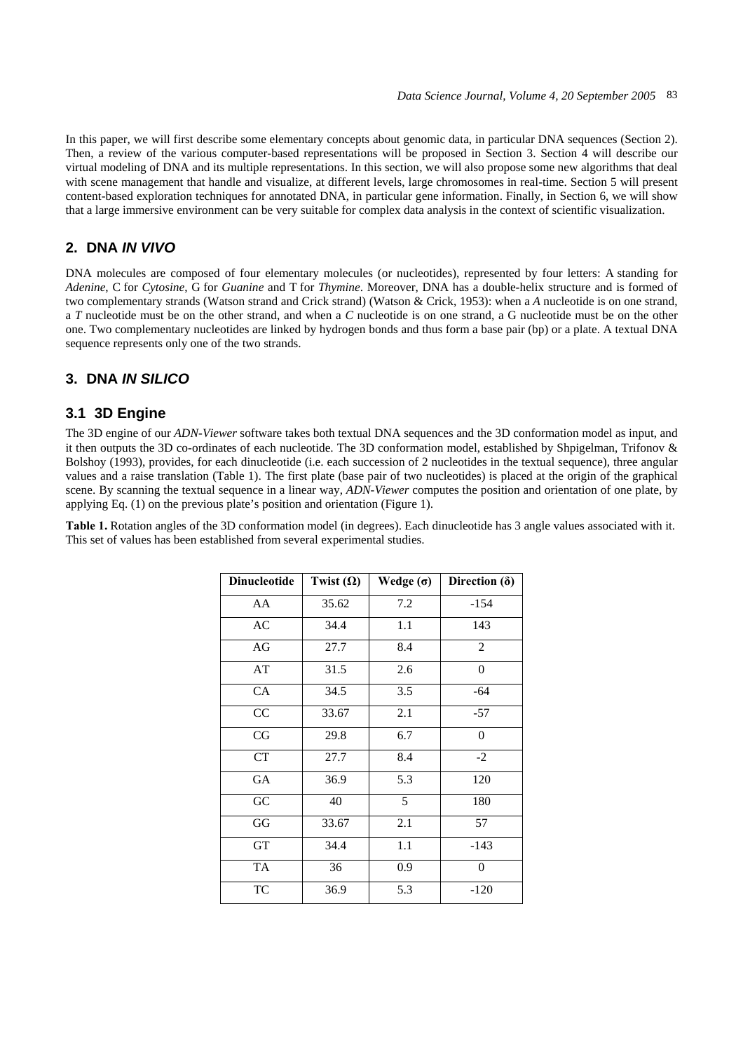In this paper, we will first describe some elementary concepts about genomic data, in particular DNA sequences (Section 2). Then, a review of the various computer-based representations will be proposed in Section 3. Section 4 will describe our virtual modeling of DNA and its multiple representations. In this section, we will also propose some new algorithms that deal with scene management that handle and visualize, at different levels, large chromosomes in real-time. Section 5 will present content-based exploration techniques for annotated DNA, in particular gene information. Finally, in Section 6, we will show that a large immersive environment can be very suitable for complex data analysis in the context of scientific visualization.

## 2. DNA *IN VIVO*

DNA molecules are composed of four elementary molecules (or nucleotides), represented by four letters: A standing for *Adenine*, C for *Cytosine*, G for *Guanine* and T for *Thymine*. Moreover, DNA has a double-helix structure and is formed of two complementary strands (Watson strand and Crick strand) (Watson & Crick, 1953): when a *A* nucleotide is on one strand, a *T* nucleotide must be on the other strand, and when a *C* nucleotide is on one strand, a G nucleotide must be on the other one. Two complementary nucleotides are linked by hydrogen bonds and thus form a base pair (bp) or a plate. A textual DNA sequence represents only one of the two strands.

## 3. DNA *IN SILICO*

### 3.1 3D Engine

The 3D engine of our *ADN-Viewer* software takes both textual DNA sequences and the 3D conformation model as input, and it then outputs the 3D co-ordinates of each nucleotide. The 3D conformation model, established by Shpigelman, Trifonov & Bolshoy (1993), provides, for each dinucleotide (i.e. each succession of 2 nucleotides in the textual sequence), three angular values and a raise translation (Table 1). The first plate (base pair of two nucleotides) is placed at the origin of the graphical scene. By scanning the textual sequence in a linear way, *ADN-Viewer* computes the position and orientation of one plate, by applying Eq. (1) on the previous plate's position and orientation (Figure 1).

**Table 1.** Rotation angles of the 3D conformation model (in degrees). Each dinucleotide has 3 angle values associated with it. This set of values has been established from several experimental studies.

| Dinucleotide | Twist (Ω) | Wedge (σ) | Direction (δ) |
|---|---|---|---|
| AA | 35.62 | 7.2 | -154 |
| AC | 34.4 | 1.1 | 143 |
| AG | 27.7 | 8.4 | 2 |
| AT | 31.5 | 2.6 | 0 |
| CA | 34.5 | 3.5 | -64 |
| CC | 33.67 | 2.1 | -57 |
| CG | 29.8 | 6.7 | 0 |
| CT | 27.7 | 8.4 | -2 |
| GA | 36.9 | 5.3 | 120 |
| GC | 40 | 5 | 180 |
| GG | 33.67 | 2.1 | 57 |
| GT | 34.4 | 1.1 | -143 |
| TA | 36 | 0.9 | 0 |
| TC | 36.9 | 5.3 | -120 |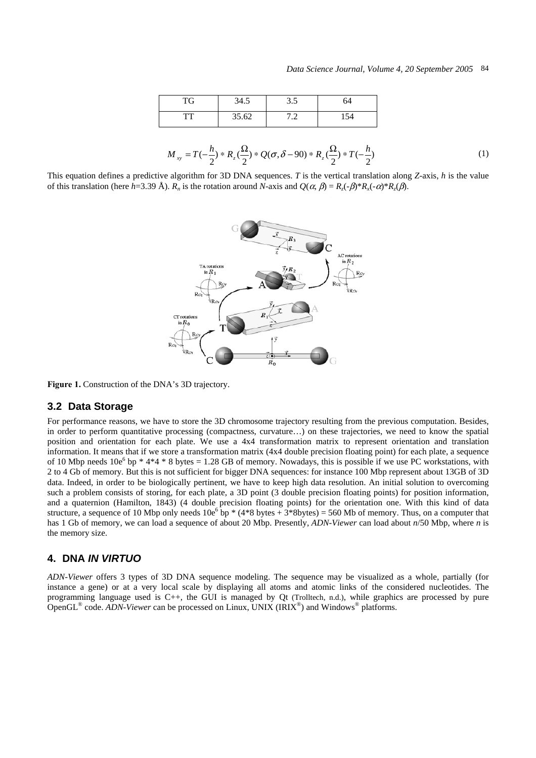| TG | 34.5 | 3.5 | 64 |
|---|---|---|---|
| TT | 35.62 | 7.2 | 154 |

$$M_{xy} = T(-\frac{h}{2}) * R_z(\frac{\Omega}{2}) * Q(\sigma, \delta - 90) * R_z(\frac{\Omega}{2}) * T(-\frac{h}{2}) \quad (1)$$

This equation defines a predictive algorithm for 3D DNA sequences. $T$ is the vertical translation along $Z$-axis, $h$ is the value of this translation (here $h$=3.39 Å). $R_n$ is the rotation around $N$-axis and $Q(\alpha, \beta) = R_z(-\beta) * R_x(-\alpha) * R_z(\beta)$.

**Figure 1.** Construction of the DNA's 3D trajectory.

## 3.2 Data Storage

For performance reasons, we have to store the 3D chromosome trajectory resulting from the previous computation. Besides, in order to perform quantitative processing (compactness, curvature…) on these trajectories, we need to know the spatial position and orientation for each plate. We use a 4x4 transformation matrix to represent orientation and translation information. It means that if we store a transformation matrix (4x4 double precision floating point) for each plate, a sequence of 10 Mbp needs $10e^6$ bp * 4*4 * 8 bytes = 1.28 GB of memory. Nowadays, this is possible if we use PC workstations, with 2 to 4 Gb of memory. But this is not sufficient for bigger DNA sequences: for instance 100 Mbp represent about 13GB of 3D data. Indeed, in order to be biologically pertinent, we have to keep high data resolution. An initial solution to overcoming such a problem consists of storing, for each plate, a 3D point (3 double precision floating points) for position information, and a quaternion (Hamilton, 1843) (4 double precision floating points) for the orientation one. With this kind of data structure, a sequence of 10 Mbp only needs $10e^6$ bp * (4*8 bytes + 3*8bytes) = 560 Mb of memory. Thus, on a computer that has 1 Gb of memory, we can load a sequence of about 20 Mbp. Presently, *ADN-Viewer* can load about $n$/50 Mbp, where $n$ is the memory size.

## 4. DNA *IN VIRTUO*

*ADN-Viewer* offers 3 types of 3D DNA sequence modeling. The sequence may be visualized as a whole, partially (for instance a gene) or at a very local scale by displaying all atoms and atomic links of the considered nucleotides. The programming language used is C++, the GUI is managed by Qt (Trolltech, n.d.), while graphics are processed by pure OpenGL® code. *ADN-Viewer* can be processed on Linux, UNIX (IRIX®) and Windows® platforms.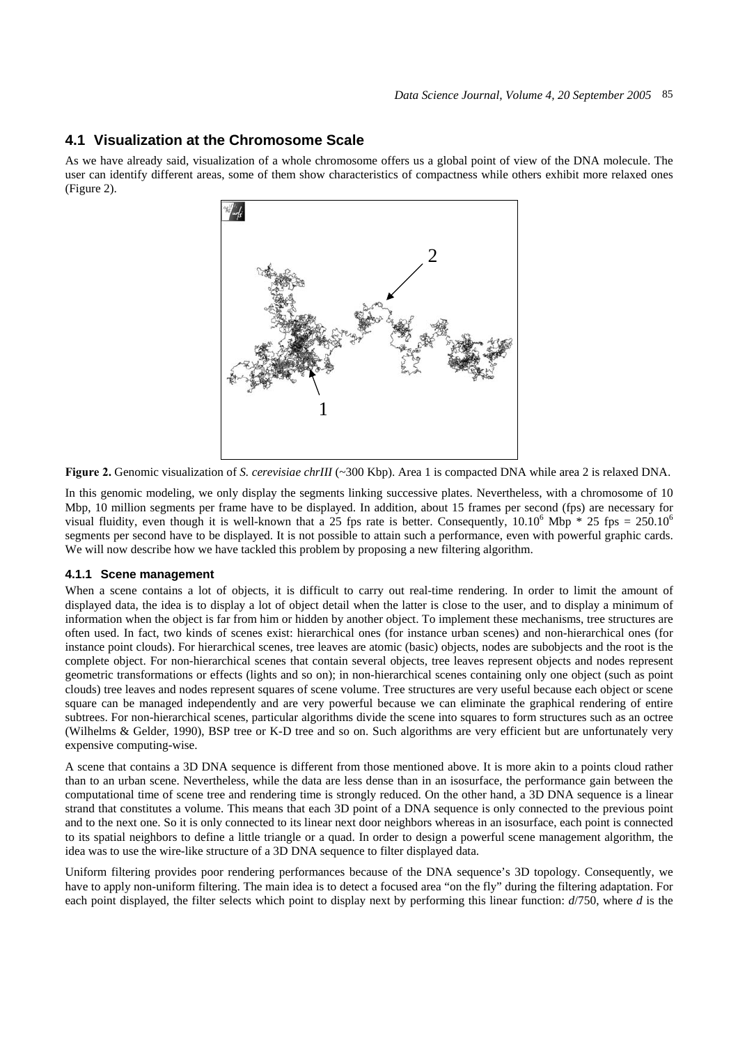## 4.1 Visualization at the Chromosome Scale

As we have already said, visualization of a whole chromosome offers us a global point of view of the DNA molecule. The user can identify different areas, some of them show characteristics of compactness while others exhibit more relaxed ones (Figure 2).

**Figure 2.** Genomic visualization of *S. cerevisiae chrIII* (~300 Kbp). Area 1 is compacted DNA while area 2 is relaxed DNA.

In this genomic modeling, we only display the segments linking successive plates. Nevertheless, with a chromosome of 10 Mbp, 10 million segments per frame have to be displayed. In addition, about 15 frames per second (fps) are necessary for visual fluidity, even though it is well-known that a 25 fps rate is better. Consequently, $10.10^6$ Mbp * 25 fps = $250.10^6$ segments per second have to be displayed. It is not possible to attain such a performance, even with powerful graphic cards. We will now describe how we have tackled this problem by proposing a new filtering algorithm.

### 4.1.1 Scene management

When a scene contains a lot of objects, it is difficult to carry out real-time rendering. In order to limit the amount of displayed data, the idea is to display a lot of object detail when the latter is close to the user, and to display a minimum of information when the object is far from him or hidden by another object. To implement these mechanisms, tree structures are often used. In fact, two kinds of scenes exist: hierarchical ones (for instance urban scenes) and non-hierarchical ones (for instance point clouds). For hierarchical scenes, tree leaves are atomic (basic) objects, nodes are subobjects and the root is the complete object. For non-hierarchical scenes that contain several objects, tree leaves represent objects and nodes represent geometric transformations or effects (lights and so on); in non-hierarchical scenes containing only one object (such as point clouds) tree leaves and nodes represent squares of scene volume. Tree structures are very useful because each object or scene square can be managed independently and are very powerful because we can eliminate the graphical rendering of entire subtrees. For non-hierarchical scenes, particular algorithms divide the scene into squares to form structures such as an octree (Wilhelms & Gelder, 1990), BSP tree or K-D tree and so on. Such algorithms are very efficient but are unfortunately very expensive computing-wise.

A scene that contains a 3D DNA sequence is different from those mentioned above. It is more akin to a points cloud rather than to an urban scene. Nevertheless, while the data are less dense than in an isosurface, the performance gain between the computational time of scene tree and rendering time is strongly reduced. On the other hand, a 3D DNA sequence is a linear strand that constitutes a volume. This means that each 3D point of a DNA sequence is only connected to the previous point and to the next one. So it is only connected to its linear next door neighbors whereas in an isosurface, each point is connected to its spatial neighbors to define a little triangle or a quad. In order to design a powerful scene management algorithm, the idea was to use the wire-like structure of a 3D DNA sequence to filter displayed data.

Uniform filtering provides poor rendering performances because of the DNA sequence's 3D topology. Consequently, we have to apply non-uniform filtering. The main idea is to detect a focused area "on the fly" during the filtering adaptation. For each point displayed, the filter selects which point to display next by performing this linear function: $d/750$, where $d$ is the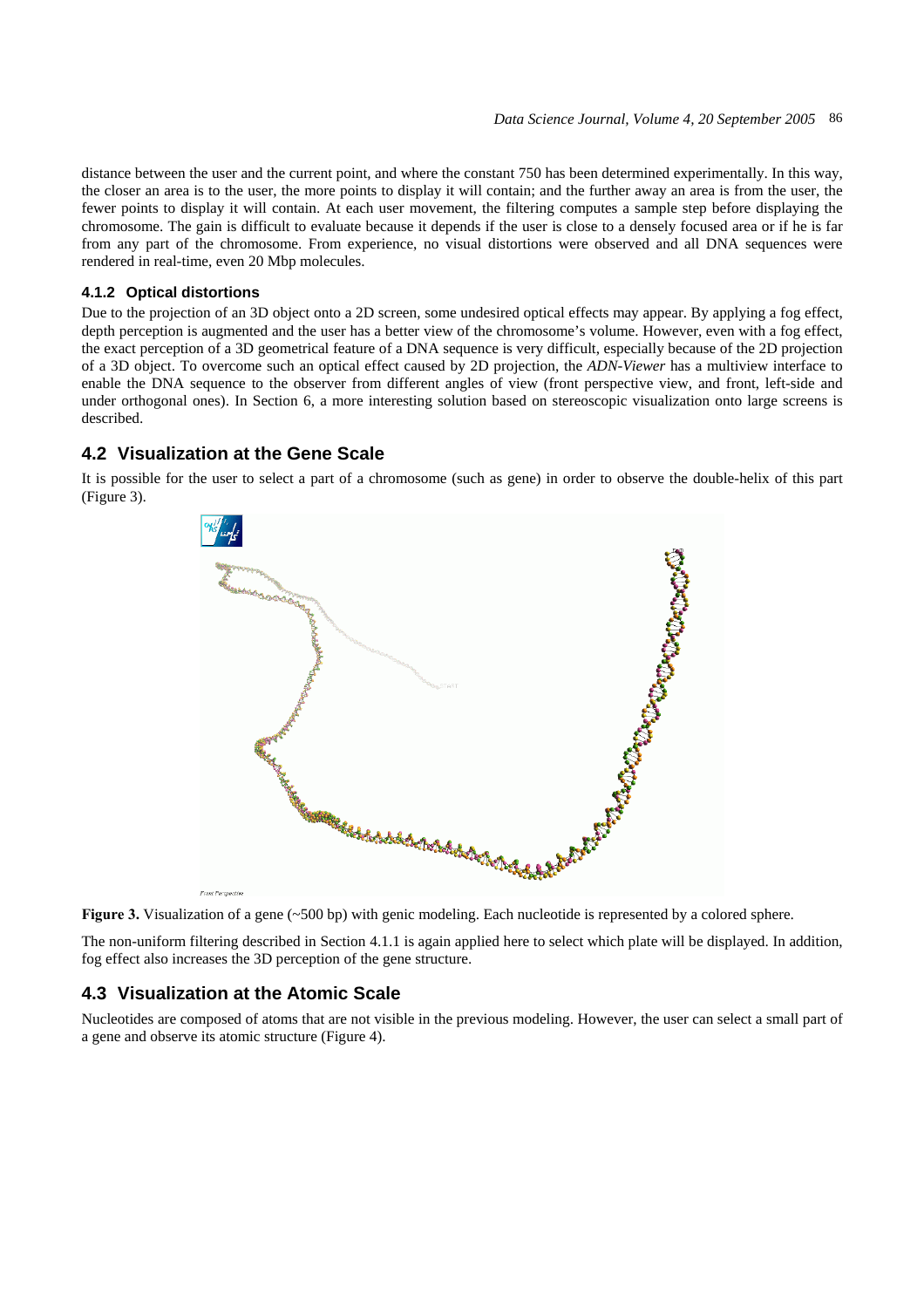distance between the user and the current point, and where the constant 750 has been determined experimentally. In this way, the closer an area is to the user, the more points to display it will contain; and the further away an area is from the user, the fewer points to display it will contain. At each user movement, the filtering computes a sample step before displaying the chromosome. The gain is difficult to evaluate because it depends if the user is close to a densely focused area or if he is far from any part of the chromosome. From experience, no visual distortions were observed and all DNA sequences were rendered in real-time, even 20 Mbp molecules.

#### 4.1.2 Optical distortions

Due to the projection of an 3D object onto a 2D screen, some undesired optical effects may appear. By applying a fog effect, depth perception is augmented and the user has a better view of the chromosome's volume. However, even with a fog effect, the exact perception of a 3D geometrical feature of a DNA sequence is very difficult, especially because of the 2D projection of a 3D object. To overcome such an optical effect caused by 2D projection, the *ADN-Viewer* has a multiview interface to enable the DNA sequence to the observer from different angles of view (front perspective view, and front, left-side and under orthogonal ones). In Section 6, a more interesting solution based on stereoscopic visualization onto large screens is described.

### 4.2 Visualization at the Gene Scale

It is possible for the user to select a part of a chromosome (such as gene) in order to observe the double-helix of this part (Figure 3).

**Figure 3.** Visualization of a gene (~500 bp) with genic modeling. Each nucleotide is represented by a colored sphere.

The non-uniform filtering described in Section 4.1.1 is again applied here to select which plate will be displayed. In addition, fog effect also increases the 3D perception of the gene structure.

### 4.3 Visualization at the Atomic Scale

Nucleotides are composed of atoms that are not visible in the previous modeling. However, the user can select a small part of a gene and observe its atomic structure (Figure 4).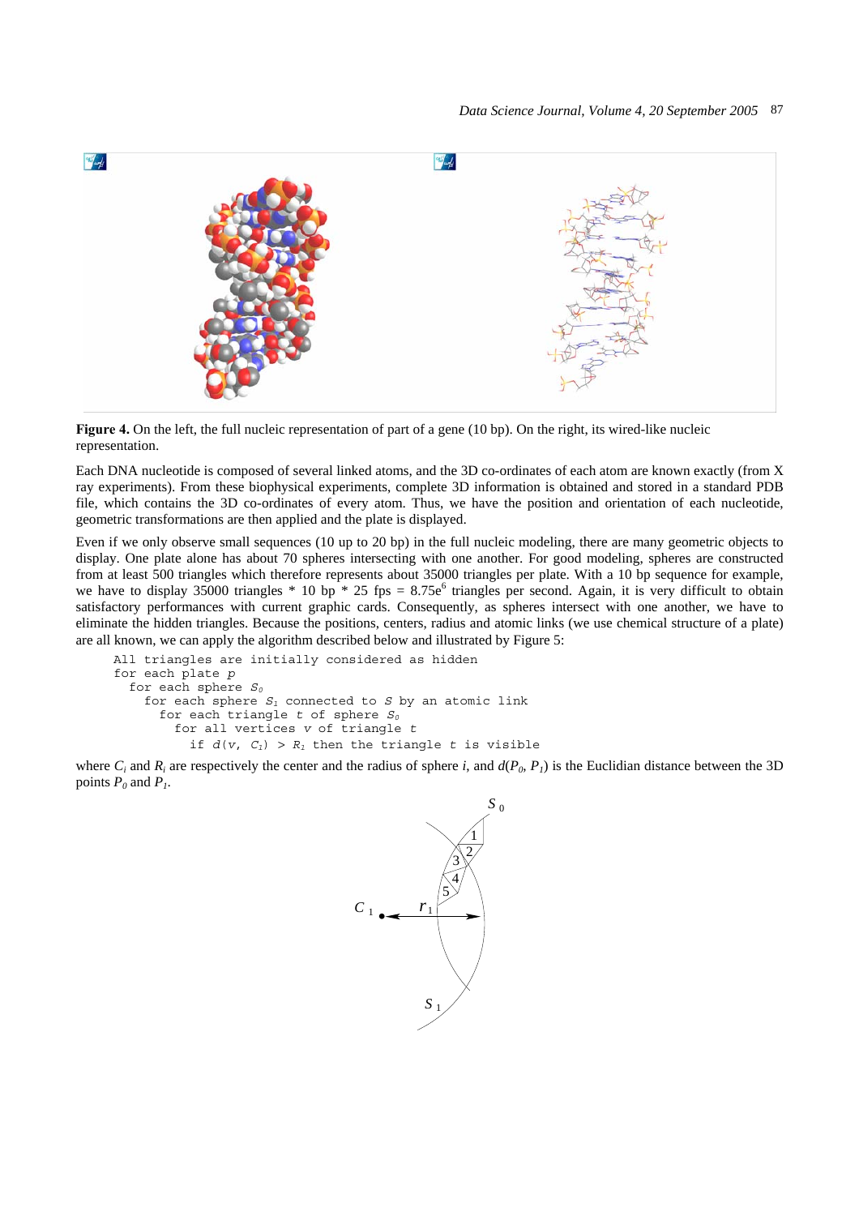**Figure 4.** On the left, the full nucleic representation of part of a gene (10 bp). On the right, its wired-like nucleic representation.

Each DNA nucleotide is composed of several linked atoms, and the 3D co-ordinates of each atom are known exactly (from X ray experiments). From these biophysical experiments, complete 3D information is obtained and stored in a standard PDB file, which contains the 3D co-ordinates of every atom. Thus, we have the position and orientation of each nucleotide, geometric transformations are then applied and the plate is displayed.

Even if we only observe small sequences (10 up to 20 bp) in the full nucleic modeling, there are many geometric objects to display. One plate alone has about 70 spheres intersecting with one another. For good modeling, spheres are constructed from at least 500 triangles which therefore represents about 35000 triangles per plate. With a 10 bp sequence for example, we have to display 35000 triangles * 10 bp * 25 fps = $8.75e^6$ triangles per second. Again, it is very difficult to obtain satisfactory performances with current graphic cards. Consequently, as spheres intersect with one another, we have to eliminate the hidden triangles. Because the positions, centers, radius and atomic links (we use chemical structure of a plate) are all known, we can apply the algorithm described below and illustrated by Figure 5:

```
All triangles are initially considered as hidden
for each plate p
  for each sphere S0
    for each sphere S1 connected to S by an atomic link
      for each triangle t of sphere S0
        for all vertices v of triangle t
          if d(v, C1) > R1 then the triangle t is visible
```

where $C_i$ and $R_i$ are respectively the center and the radius of sphere $i$, and $d(P_0, P_1)$ is the Euclidian distance between the 3D points $P_0$ and $P_1$.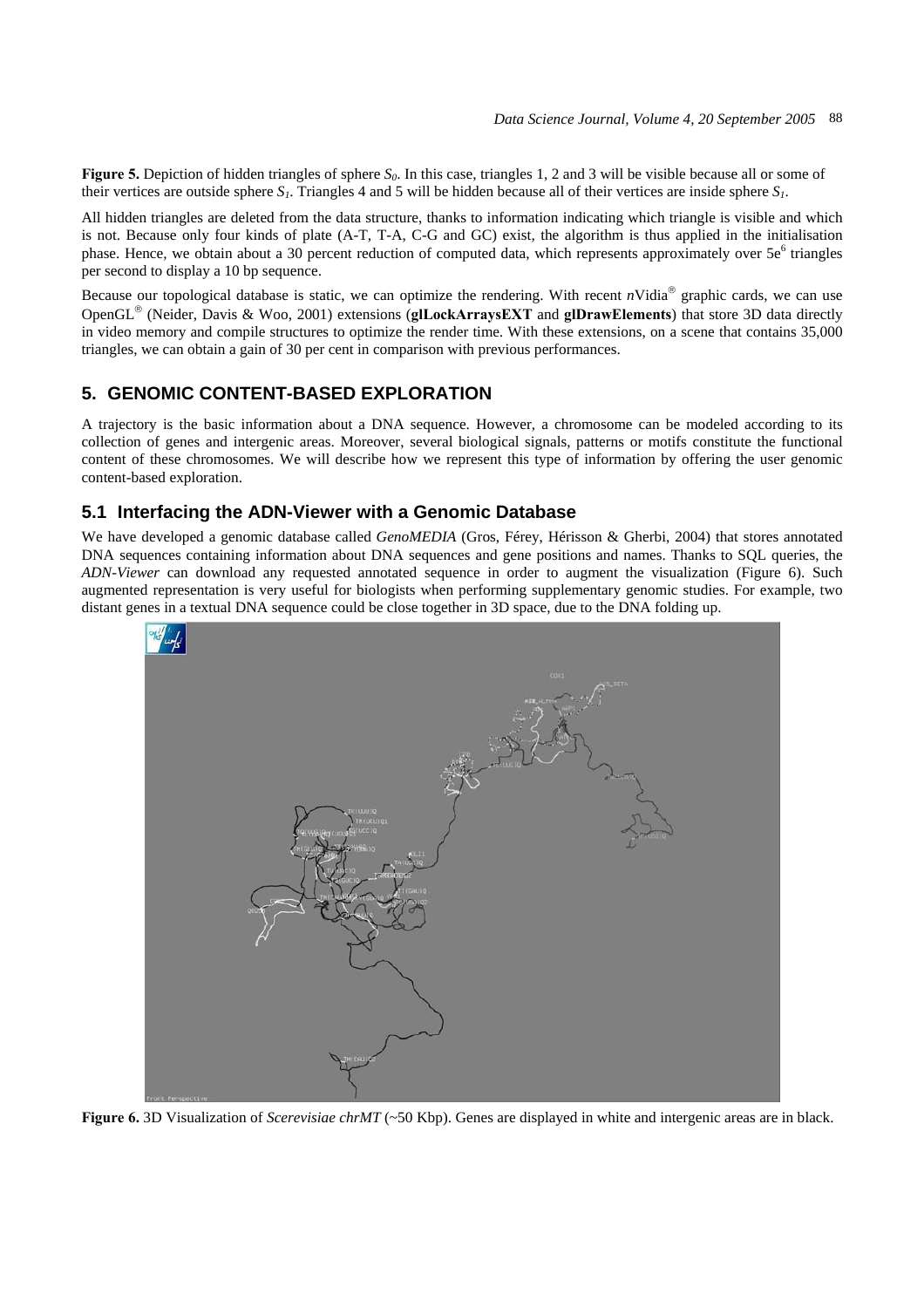**Figure 5.** Depiction of hidden triangles of sphere $S_0$. In this case, triangles 1, 2 and 3 will be visible because all or some of their vertices are outside sphere $S_1$. Triangles 4 and 5 will be hidden because all of their vertices are inside sphere $S_1$.

All hidden triangles are deleted from the data structure, thanks to information indicating which triangle is visible and which is not. Because only four kinds of plate (A-T, T-A, C-G and GC) exist, the algorithm is thus applied in the initialisation phase. Hence, we obtain about a 30 percent reduction of computed data, which represents approximately over $5e^6$ triangles per second to display a 10 bp sequence.

Because our topological database is static, we can optimize the rendering. With recent *n*Vidia® graphic cards, we can use OpenGL® (Neider, Davis & Woo, 2001) extensions (**glLockArraysEXT** and **glDrawElements**) that store 3D data directly in video memory and compile structures to optimize the render time. With these extensions, on a scene that contains 35,000 triangles, we can obtain a gain of 30 per cent in comparison with previous performances.

## 5. GENOMIC CONTENT-BASED EXPLORATION

A trajectory is the basic information about a DNA sequence. However, a chromosome can be modeled according to its collection of genes and intergenic areas. Moreover, several biological signals, patterns or motifs constitute the functional content of these chromosomes. We will describe how we represent this type of information by offering the user genomic content-based exploration.

### 5.1 Interfacing the ADN-Viewer with a Genomic Database

We have developed a genomic database called *GenoMEDIA* (Gros, Férey, Hérisson & Gherbi, 2004) that stores annotated DNA sequences containing information about DNA sequences and gene positions and names. Thanks to SQL queries, the *ADN-Viewer* can download any requested annotated sequence in order to augment the visualization (Figure 6). Such augmented representation is very useful for biologists when performing supplementary genomic studies. For example, two distant genes in a textual DNA sequence could be close together in 3D space, due to the DNA folding up.

**Figure 6.** 3D Visualization of *Scerevisiae chrMT* (~50 Kbp). Genes are displayed in white and intergenic areas are in black.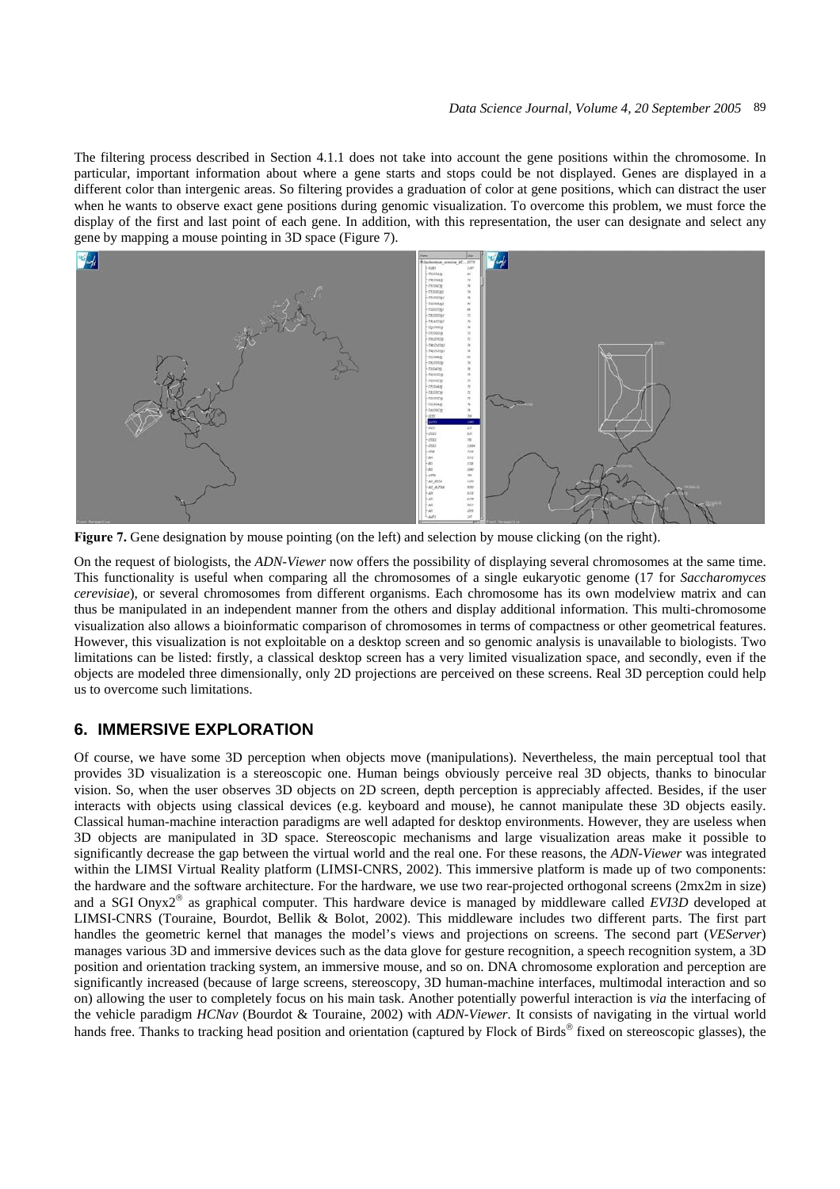The filtering process described in Section 4.1.1 does not take into account the gene positions within the chromosome. In particular, important information about where a gene starts and stops could be not displayed. Genes are displayed in a different color than intergenic areas. So filtering provides a graduation of color at gene positions, which can distract the user when he wants to observe exact gene positions during genomic visualization. To overcome this problem, we must force the display of the first and last point of each gene. In addition, with this representation, the user can designate and select any gene by mapping a mouse pointing in 3D space (Figure 7).

**Figure 7.** Gene designation by mouse pointing (on the left) and selection by mouse clicking (on the right).

On the request of biologists, the *ADN-Viewer* now offers the possibility of displaying several chromosomes at the same time. This functionality is useful when comparing all the chromosomes of a single eukaryotic genome (17 for *Saccharomyces cerevisiae*), or several chromosomes from different organisms. Each chromosome has its own modelview matrix and can thus be manipulated in an independent manner from the others and display additional information. This multi-chromosome visualization also allows a bioinformatic comparison of chromosomes in terms of compactness or other geometrical features. However, this visualization is not exploitable on a desktop screen and so genomic analysis is unavailable to biologists. Two limitations can be listed: firstly, a classical desktop screen has a very limited visualization space, and secondly, even if the objects are modeled three dimensionally, only 2D projections are perceived on these screens. Real 3D perception could help us to overcome such limitations.

## 6. IMMERSIVE EXPLORATION

Of course, we have some 3D perception when objects move (manipulations). Nevertheless, the main perceptual tool that provides 3D visualization is a stereoscopic one. Human beings obviously perceive real 3D objects, thanks to binocular vision. So, when the user observes 3D objects on 2D screen, depth perception is appreciably affected. Besides, if the user interacts with objects using classical devices (e.g. keyboard and mouse), he cannot manipulate these 3D objects easily. Classical human-machine interaction paradigms are well adapted for desktop environments. However, they are useless when 3D objects are manipulated in 3D space. Stereoscopic mechanisms and large visualization areas make it possible to significantly decrease the gap between the virtual world and the real one. For these reasons, the *ADN-Viewer* was integrated within the LIMSI Virtual Reality platform (LIMSI-CNRS, 2002). This immersive platform is made up of two components: the hardware and the software architecture. For the hardware, we use two rear-projected orthogonal screens (2mx2m in size) and a SGI Onyx2® as graphical computer. This hardware device is managed by middleware called *EVI3D* developed at LIMSI-CNRS (Touraine, Bourdot, Bellik & Bolot, 2002). This middleware includes two different parts. The first part handles the geometric kernel that manages the model's views and projections on screens. The second part (*VEServer*) manages various 3D and immersive devices such as the data glove for gesture recognition, a speech recognition system, a 3D position and orientation tracking system, an immersive mouse, and so on. DNA chromosome exploration and perception are significantly increased (because of large screens, stereoscopy, 3D human-machine interfaces, multimodal interaction and so on) allowing the user to completely focus on his main task. Another potentially powerful interaction is *via* the interfacing of the vehicle paradigm *HCNav* (Bourdot & Touraine, 2002) with *ADN-Viewer*. It consists of navigating in the virtual world hands free. Thanks to tracking head position and orientation (captured by Flock of Birds® fixed on stereoscopic glasses), the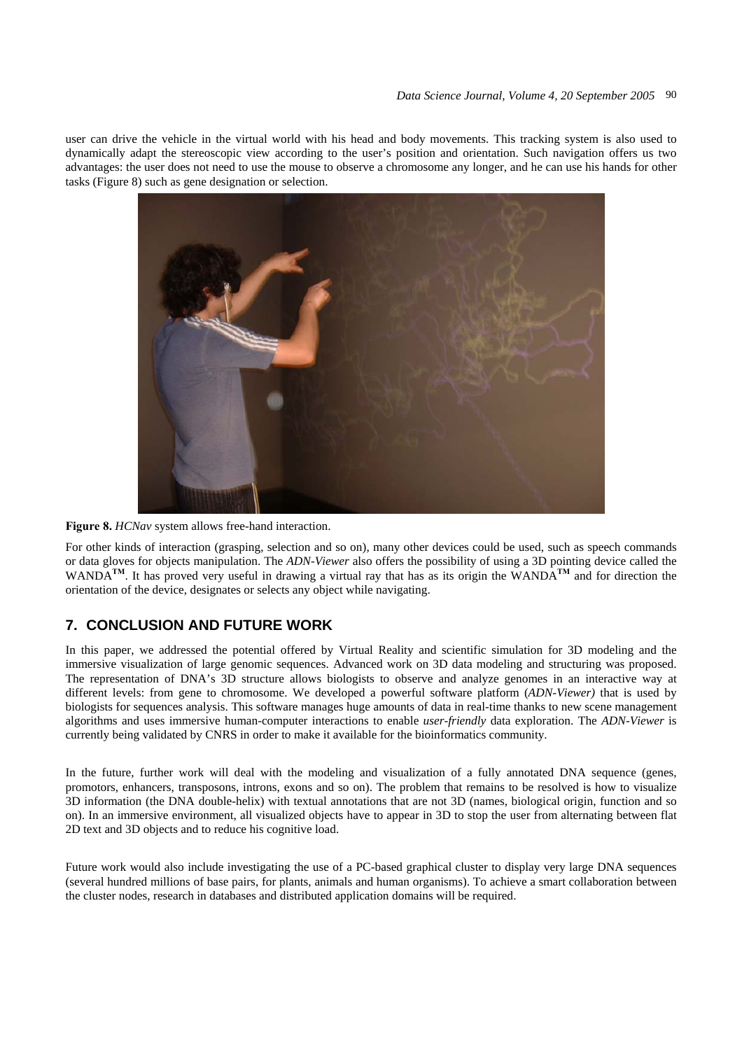user can drive the vehicle in the virtual world with his head and body movements. This tracking system is also used to dynamically adapt the stereoscopic view according to the user's position and orientation. Such navigation offers us two advantages: the user does not need to use the mouse to observe a chromosome any longer, and he can use his hands for other tasks (Figure 8) such as gene designation or selection.

**Figure 8.** *HCNav* system allows free-hand interaction.

For other kinds of interaction (grasping, selection and so on), many other devices could be used, such as speech commands or data gloves for objects manipulation. The *ADN-Viewer* also offers the possibility of using a 3D pointing device called the WANDA**TM**. It has proved very useful in drawing a virtual ray that has as its origin the WANDA**TM** and for direction the orientation of the device, designates or selects any object while navigating.

## 7. CONCLUSION AND FUTURE WORK

In this paper, we addressed the potential offered by Virtual Reality and scientific simulation for 3D modeling and the immersive visualization of large genomic sequences. Advanced work on 3D data modeling and structuring was proposed. The representation of DNA's 3D structure allows biologists to observe and analyze genomes in an interactive way at different levels: from gene to chromosome. We developed a powerful software platform (*ADN-Viewer)* that is used by biologists for sequences analysis. This software manages huge amounts of data in real-time thanks to new scene management algorithms and uses immersive human-computer interactions to enable *user-friendly* data exploration. The *ADN-Viewer* is currently being validated by CNRS in order to make it available for the bioinformatics community.

In the future, further work will deal with the modeling and visualization of a fully annotated DNA sequence (genes, promotors, enhancers, transposons, introns, exons and so on). The problem that remains to be resolved is how to visualize 3D information (the DNA double-helix) with textual annotations that are not 3D (names, biological origin, function and so on). In an immersive environment, all visualized objects have to appear in 3D to stop the user from alternating between flat 2D text and 3D objects and to reduce his cognitive load.

Future work would also include investigating the use of a PC-based graphical cluster to display very large DNA sequences (several hundred millions of base pairs, for plants, animals and human organisms). To achieve a smart collaboration between the cluster nodes, research in databases and distributed application domains will be required.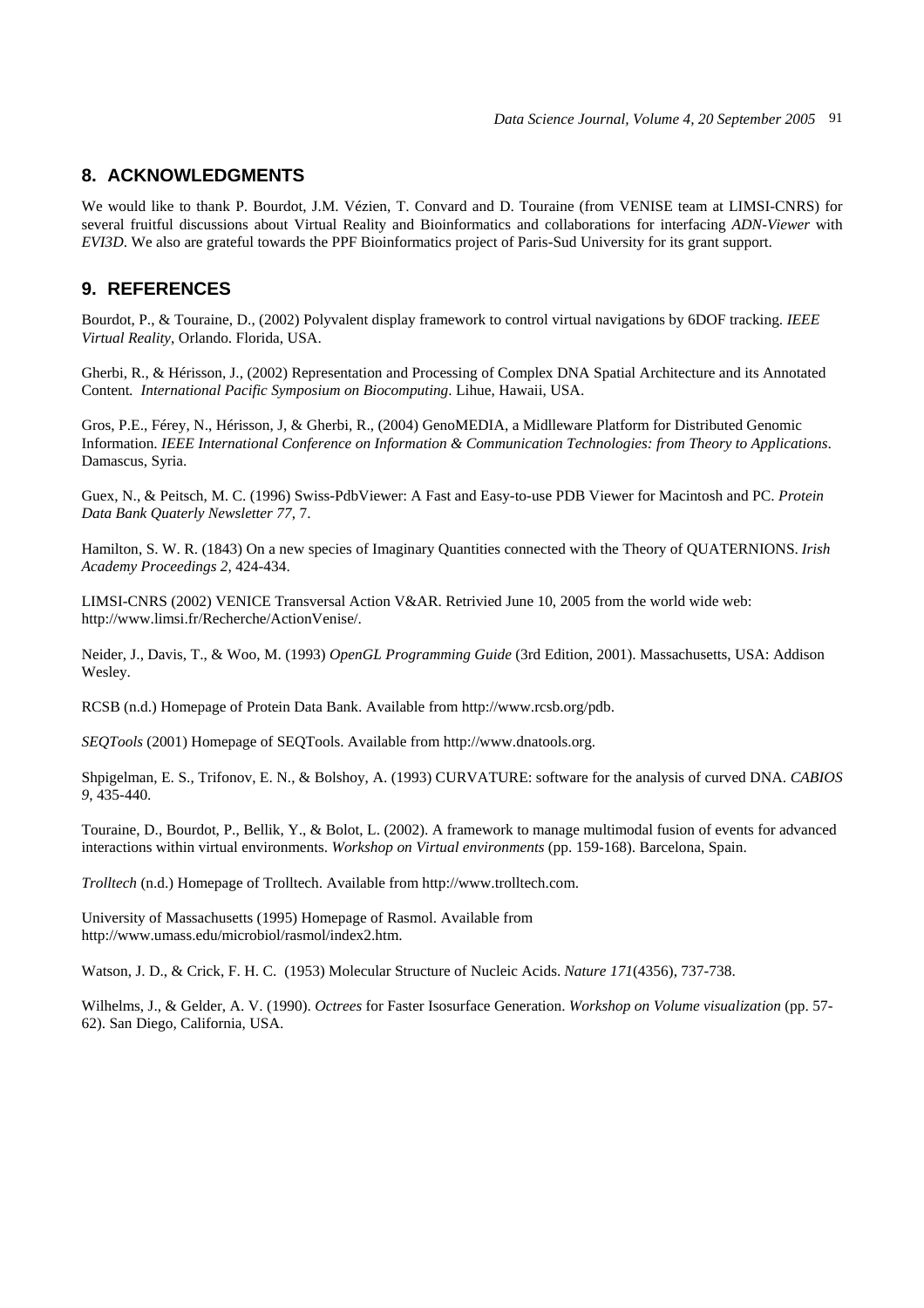## 8. ACKNOWLEDGMENTS

We would like to thank P. Bourdot, J.M. Vézien, T. Convard and D. Touraine (from VENISE team at LIMSI-CNRS) for several fruitful discussions about Virtual Reality and Bioinformatics and collaborations for interfacing *ADN-Viewer* with *EVI3D*. We also are grateful towards the PPF Bioinformatics project of Paris-Sud University for its grant support.

## 9. REFERENCES

Bourdot, P., & Touraine, D., (2002) Polyvalent display framework to control virtual navigations by 6DOF tracking. *IEEE Virtual Reality*, Orlando. Florida, USA.

Gherbi, R., & Hérisson, J., (2002) Representation and Processing of Complex DNA Spatial Architecture and its Annotated Content. *International Pacific Symposium on Biocomputing*. Lihue, Hawaii, USA.

Gros, P.E., Férey, N., Hérisson, J, & Gherbi, R., (2004) GenoMEDIA, a Midlleware Platform for Distributed Genomic Information. *IEEE International Conference on Information & Communication Technologies: from Theory to Applications*. Damascus, Syria.

Guex, N., & Peitsch, M. C. (1996) Swiss-PdbViewer: A Fast and Easy-to-use PDB Viewer for Macintosh and PC. *Protein Data Bank Quaterly Newsletter 77*, 7.

Hamilton, S. W. R. (1843) On a new species of Imaginary Quantities connected with the Theory of QUATERNIONS. *Irish Academy Proceedings 2*, 424-434.

LIMSI-CNRS (2002) VENICE Transversal Action V&AR. Retrivied June 10, 2005 from the world wide web: http://www.limsi.fr/Recherche/ActionVenise/.

Neider, J., Davis, T., & Woo, M. (1993) *OpenGL Programming Guide* (3rd Edition, 2001). Massachusetts, USA: Addison Wesley.

RCSB (n.d.) Homepage of Protein Data Bank. Available from http://www.rcsb.org/pdb.

*SEQTools* (2001) Homepage of SEQTools. Available from http://www.dnatools.org.

Shpigelman, E. S., Trifonov, E. N., & Bolshoy, A. (1993) CURVATURE: software for the analysis of curved DNA. *CABIOS 9*, 435-440.

Touraine, D., Bourdot, P., Bellik, Y., & Bolot, L. (2002). A framework to manage multimodal fusion of events for advanced interactions within virtual environments. *Workshop on Virtual environments* (pp. 159-168). Barcelona, Spain.

*Trolltech* (n.d.) Homepage of Trolltech. Available from http://www.trolltech.com.

University of Massachusetts (1995) Homepage of Rasmol. Available from http://www.umass.edu/microbiol/rasmol/index2.htm.

Watson, J. D., & Crick, F. H. C. (1953) Molecular Structure of Nucleic Acids. *Nature 171*(4356), 737-738.

Wilhelms, J., & Gelder, A. V. (1990). *Octrees* for Faster Isosurface Generation. *Workshop on Volume visualization* (pp. 57-62). San Diego, California, USA.